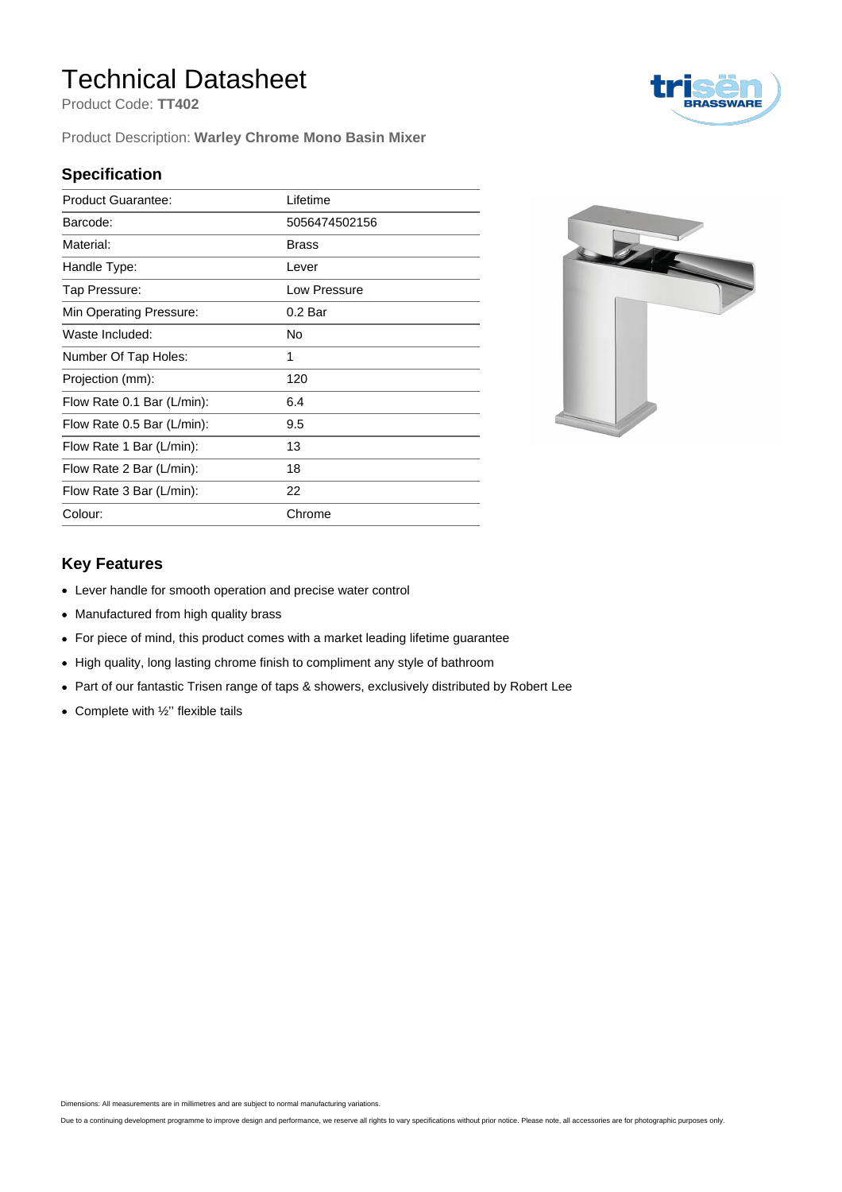# Technical Datasheet

Product Code: **TT402**

Product Description: **Warley Chrome Mono Basin Mixer**

## Specification

| | |
|---|---|
| Product Guarantee: | Lifetime |
| Barcode: | 5056474502156 |
| Material: | Brass |
| Handle Type: | Lever |
| Tap Pressure: | Low Pressure |
| Min Operating Pressure: | 0.2 Bar |
| Waste Included: | No |
| Number Of Tap Holes: | 1 |
| Projection (mm): | 120 |
| Flow Rate 0.1 Bar (L/min): | 6.4 |
| Flow Rate 0.5 Bar (L/min): | 9.5 |
| Flow Rate 1 Bar (L/min): | 13 |
| Flow Rate 2 Bar (L/min): | 18 |
| Flow Rate 3 Bar (L/min): | 22 |
| Colour: | Chrome |

## Key Features

- Lever handle for smooth operation and precise water control
- Manufactured from high quality brass
- For piece of mind, this product comes with a market leading lifetime guarantee
- High quality, long lasting chrome finish to compliment any style of bathroom
- Part of our fantastic Trisen range of taps & showers, exclusively distributed by Robert Lee
- Complete with ½'' flexible tails

Dimensions: All measurements are in millimetres and are subject to normal manufacturing variations.

Due to a continuing development programme to improve design and performance, we reserve all rights to vary specifications without prior notice. Please note, all accessories are for photographic purposes only.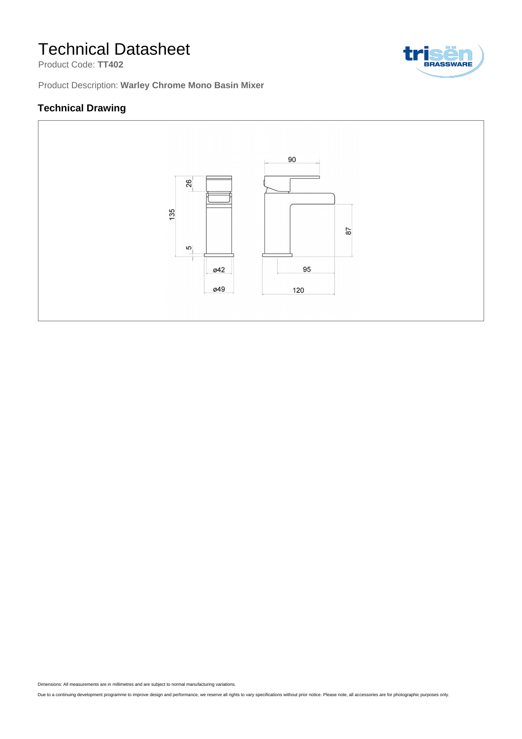# Technical Datasheet

Product Code: **TT402**

Product Description: **Warley Chrome Mono Basin Mixer**

## Technical Drawing

90

26

135

5

87

ø42

ø49

95

120

Dimensions: All measurements are in millimetres and are subject to normal manufacturing variations.

Due to a continuing development programme to improve design and performance, we reserve all rights to vary specifications without prior notice. Please note, all accessories are for photographic purposes only.